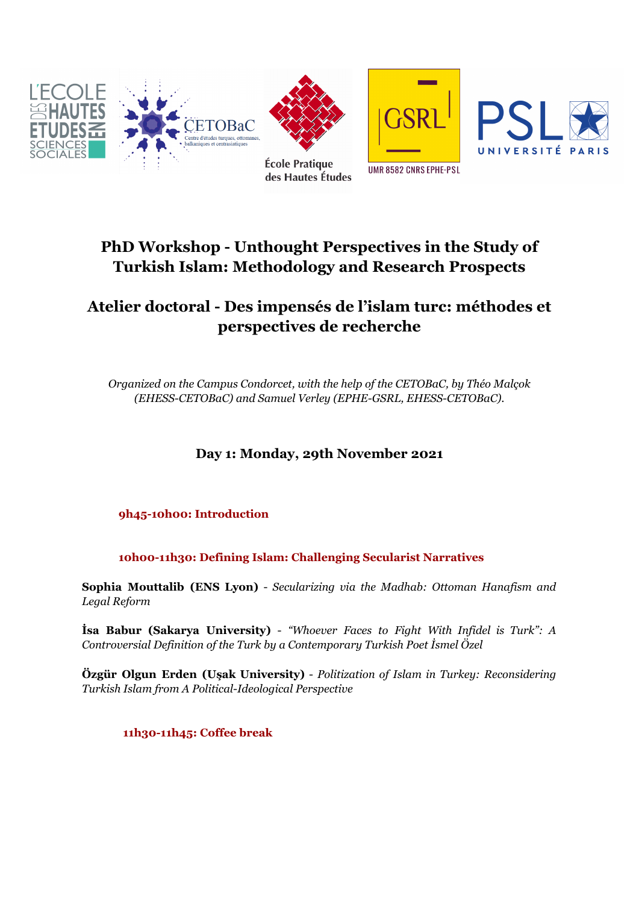# PhD Workshop - Unthought Perspectives in the Study of Turkish Islam: Methodology and Research Prospects

# Atelier doctoral - Des impensés de l'islam turc: méthodes et perspectives de recherche

*Organized on the Campus Condorcet, with the help of the CETOBaC, by Théo Malçok (EHESS-CETOBaC) and Samuel Verley (EPHE-GSRL, EHESS-CETOBaC).*

## Day 1: Monday, 29th November 2021

### 9h45-10h00: Introduction

### 10h00-11h30: Defining Islam: Challenging Secularist Narratives

**Sophia Mouttalib (ENS Lyon)** - *Secularizing via the Madhab: Ottoman Hanafism and Legal Reform*

**İsa Babur (Sakarya University)** - *"Whoever Faces to Fight With Infidel is Turk": A Controversial Definition of the Turk by a Contemporary Turkish Poet İsmel Özel*

**Özgür Olgun Erden (Uşak University)** - *Politization of Islam in Turkey: Reconsidering Turkish Islam from A Political-Ideological Perspective*

### 11h30-11h45: Coffee break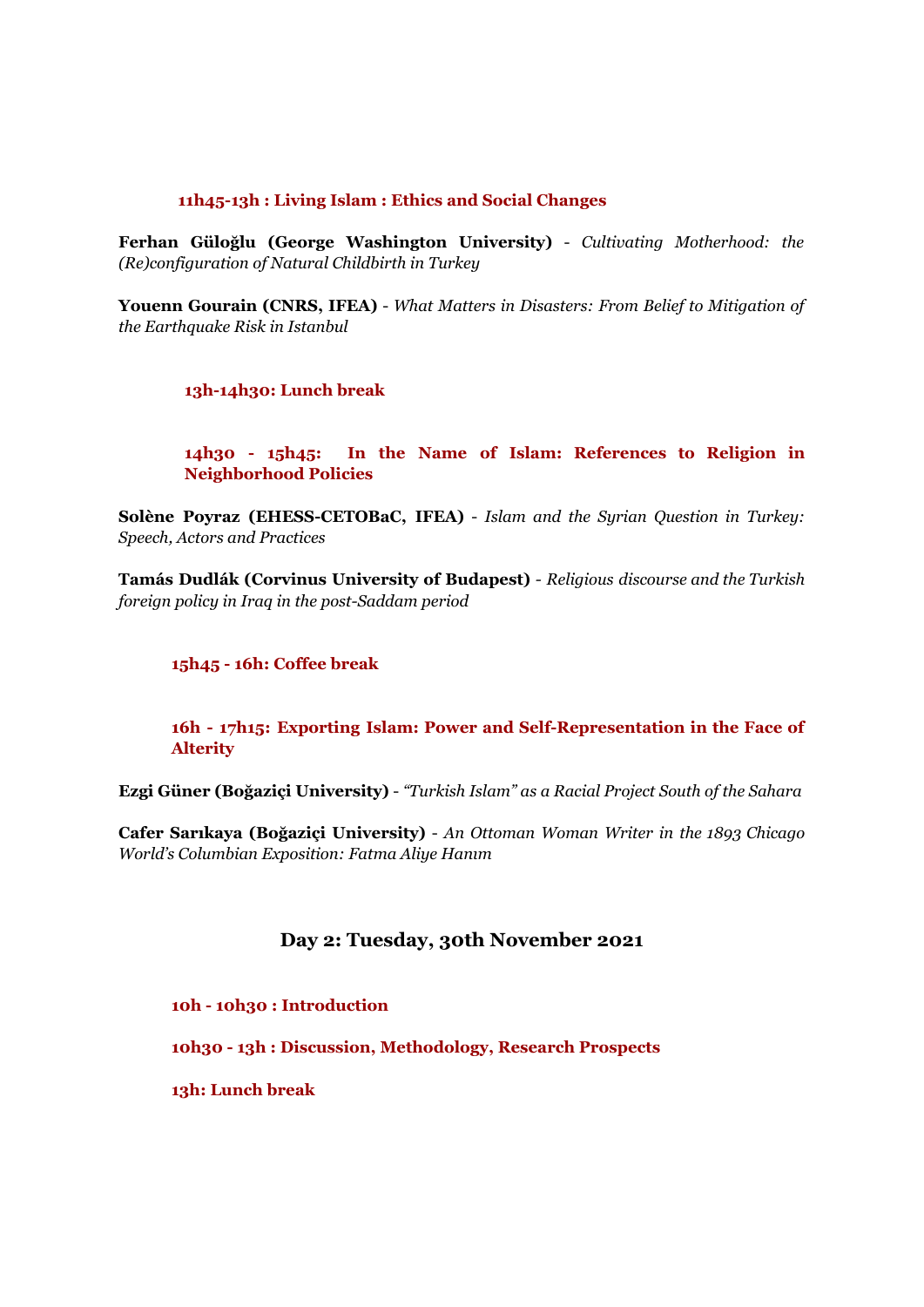**11h45-13h : Living Islam : Ethics and Social Changes**

**Ferhan Güloğlu (George Washington University)** - *Cultivating Motherhood: the (Re)configuration of Natural Childbirth in Turkey*

**Youenn Gourain (CNRS, IFEA)** - *What Matters in Disasters: From Belief to Mitigation of the Earthquake Risk in Istanbul*

**13h-14h30: Lunch break**

**14h30 - 15h45: In the Name of Islam: References to Religion in Neighborhood Policies**

**Solène Poyraz (EHESS-CETOBaC, IFEA)** - *Islam and the Syrian Question in Turkey: Speech, Actors and Practices*

**Tamás Dudlák (Corvinus University of Budapest)** - *Religious discourse and the Turkish foreign policy in Iraq in the post-Saddam period*

**15h45 - 16h: Coffee break**

**16h - 17h15: Exporting Islam: Power and Self-Representation in the Face of Alterity**

**Ezgi Güner (Boğaziçi University)** - *"Turkish Islam" as a Racial Project South of the Sahara*

**Cafer Sarıkaya (Boğaziçi University)** - *An Ottoman Woman Writer in the 1893 Chicago World's Columbian Exposition: Fatma Aliye Hanım*

## Day 2: Tuesday, 30th November 2021

**10h - 10h30 : Introduction**

**10h30 - 13h : Discussion, Methodology, Research Prospects**

**13h: Lunch break**